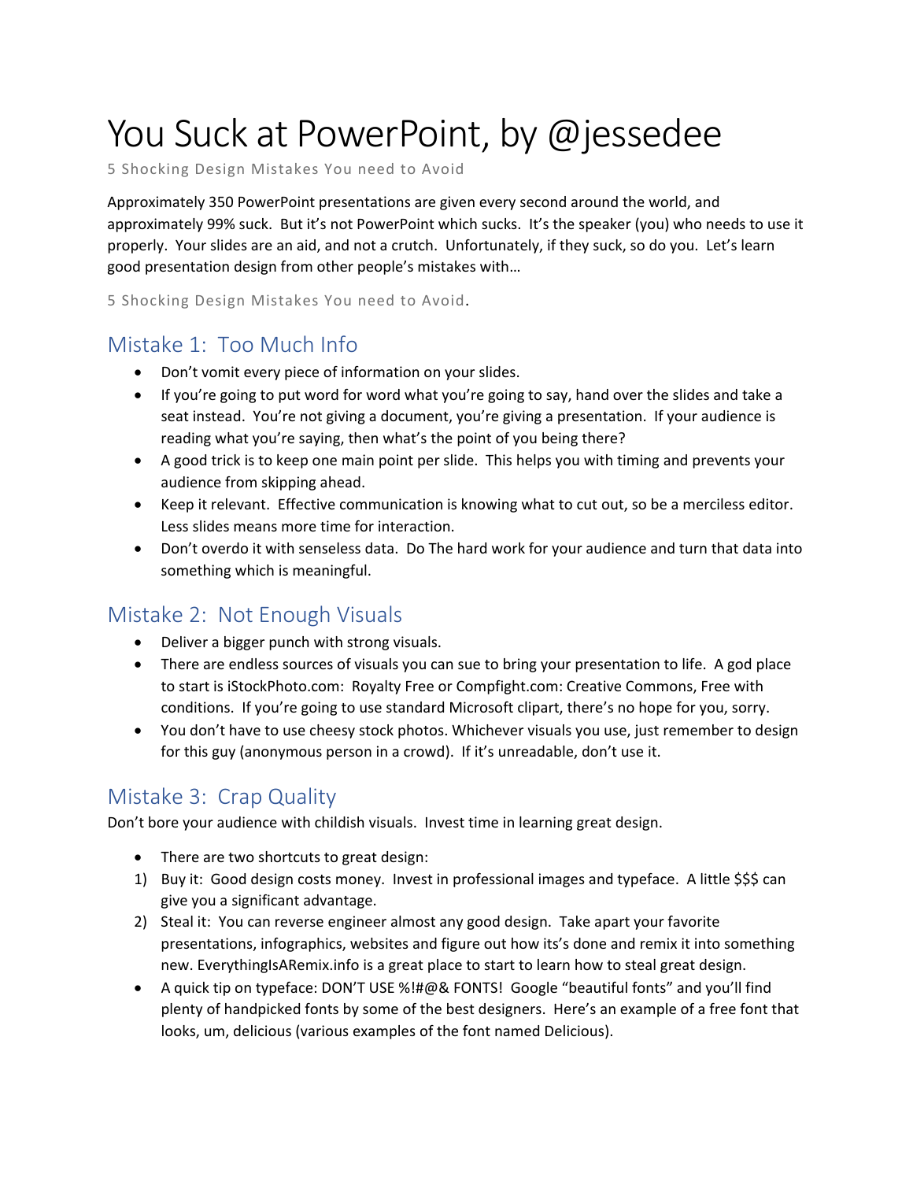# You Suck at PowerPoint, by @jessedee

5 Shocking Design Mistakes You need to Avoid

Approximately 350 PowerPoint presentations are given every second around the world, and approximately 99% suck. But it's not PowerPoint which sucks. It's the speaker (you) who needs to use it properly. Your slides are an aid, and not a crutch. Unfortunately, if they suck, so do you. Let's learn good presentation design from other people's mistakes with…

5 Shocking Design Mistakes You need to Avoid.

## Mistake 1: Too Much Info

- Don't vomit every piece of information on your slides.
- If you're going to put word for word what you're going to say, hand over the slides and take a seat instead. You're not giving a document, you're giving a presentation. If your audience is reading what you're saying, then what's the point of you being there?
- A good trick is to keep one main point per slide. This helps you with timing and prevents your audience from skipping ahead.
- Keep it relevant. Effective communication is knowing what to cut out, so be a merciless editor. Less slides means more time for interaction.
- Don't overdo it with senseless data. Do The hard work for your audience and turn that data into something which is meaningful.

## Mistake 2: Not Enough Visuals

- Deliver a bigger punch with strong visuals.
- There are endless sources of visuals you can sue to bring your presentation to life. A god place to start is iStockPhoto.com: Royalty Free or Compfight.com: Creative Commons, Free with conditions. If you're going to use standard Microsoft clipart, there's no hope for you, sorry.
- You don't have to use cheesy stock photos. Whichever visuals you use, just remember to design for this guy (anonymous person in a crowd). If it's unreadable, don't use it.

## Mistake 3: Crap Quality

Don't bore your audience with childish visuals. Invest time in learning great design.

- There are two shortcuts to great design:

1) Buy it: Good design costs money. Invest in professional images and typeface. A little $$$ can give you a significant advantage.
2) Steal it: You can reverse engineer almost any good design. Take apart your favorite presentations, infographics, websites and figure out how its's done and remix it into something new. EverythingIsARemix.info is a great place to start to learn how to steal great design.

- A quick tip on typeface: DON'T USE %!#@& FONTS! Google "beautiful fonts" and you'll find plenty of handpicked fonts by some of the best designers. Here's an example of a free font that looks, um, delicious (various examples of the font named Delicious).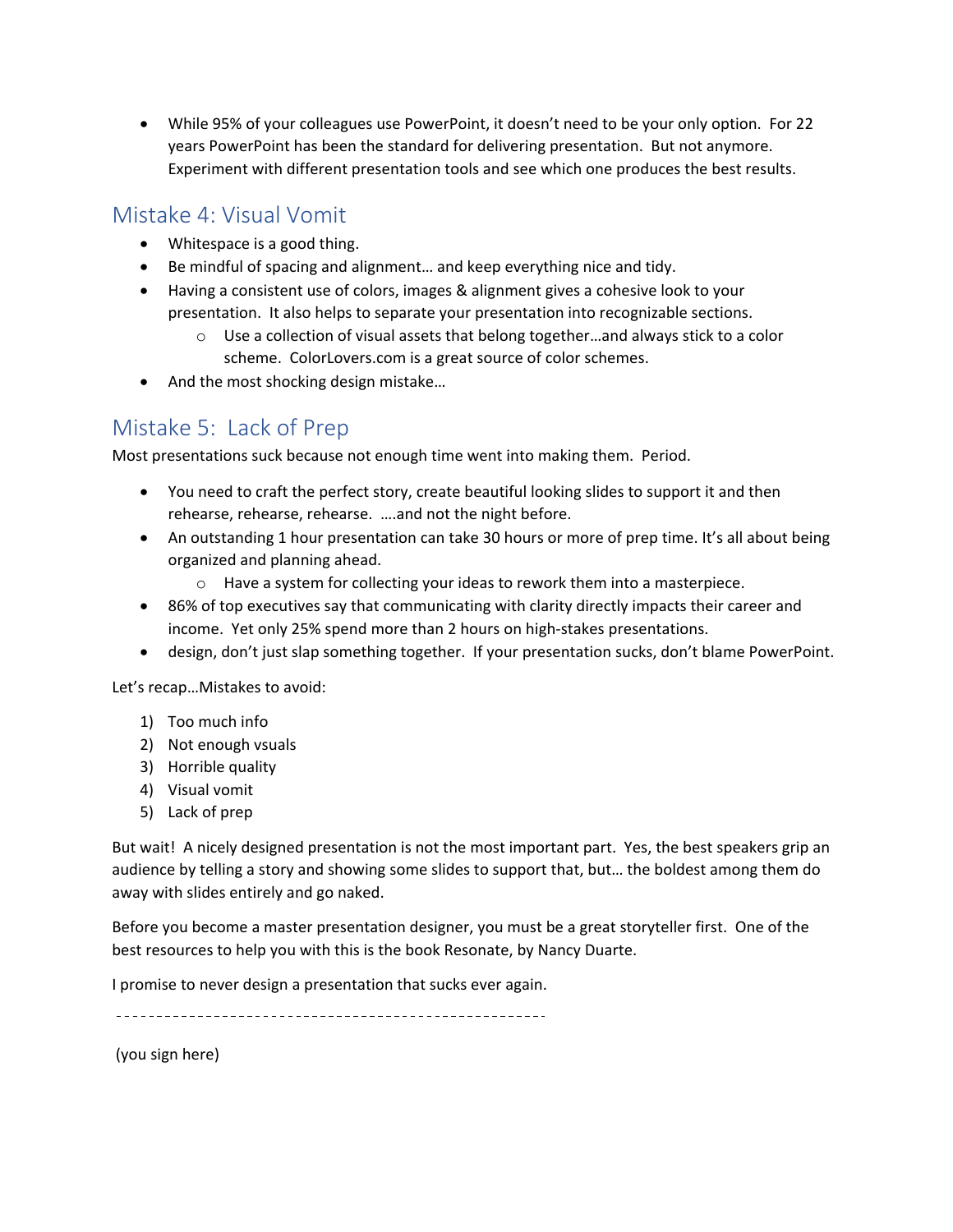- While 95% of your colleagues use PowerPoint, it doesn't need to be your only option. For 22 years PowerPoint has been the standard for delivering presentation. But not anymore. Experiment with different presentation tools and see which one produces the best results.

## Mistake 4: Visual Vomit

- Whitespace is a good thing.
- Be mindful of spacing and alignment… and keep everything nice and tidy.
- Having a consistent use of colors, images & alignment gives a cohesive look to your presentation. It also helps to separate your presentation into recognizable sections.
  - Use a collection of visual assets that belong together…and always stick to a color scheme. ColorLovers.com is a great source of color schemes.
- And the most shocking design mistake…

## Mistake 5: Lack of Prep

Most presentations suck because not enough time went into making them. Period.

- You need to craft the perfect story, create beautiful looking slides to support it and then rehearse, rehearse, rehearse. ….and not the night before.
- An outstanding 1 hour presentation can take 30 hours or more of prep time. It's all about being organized and planning ahead.
  - Have a system for collecting your ideas to rework them into a masterpiece.
- 86% of top executives say that communicating with clarity directly impacts their career and income. Yet only 25% spend more than 2 hours on high-stakes presentations.
- design, don't just slap something together. If your presentation sucks, don't blame PowerPoint.

Let's recap…Mistakes to avoid:

1) Too much info
2) Not enough vsuals
3) Horrible quality
4) Visual vomit
5) Lack of prep

But wait! A nicely designed presentation is not the most important part. Yes, the best speakers grip an audience by telling a story and showing some slides to support that, but… the boldest among them do away with slides entirely and go naked.

Before you become a master presentation designer, you must be a great storyteller first. One of the best resources to help you with this is the book Resonate, by Nancy Duarte.

I promise to never design a presentation that sucks ever again.

-----------------------------------------------------

(you sign here)